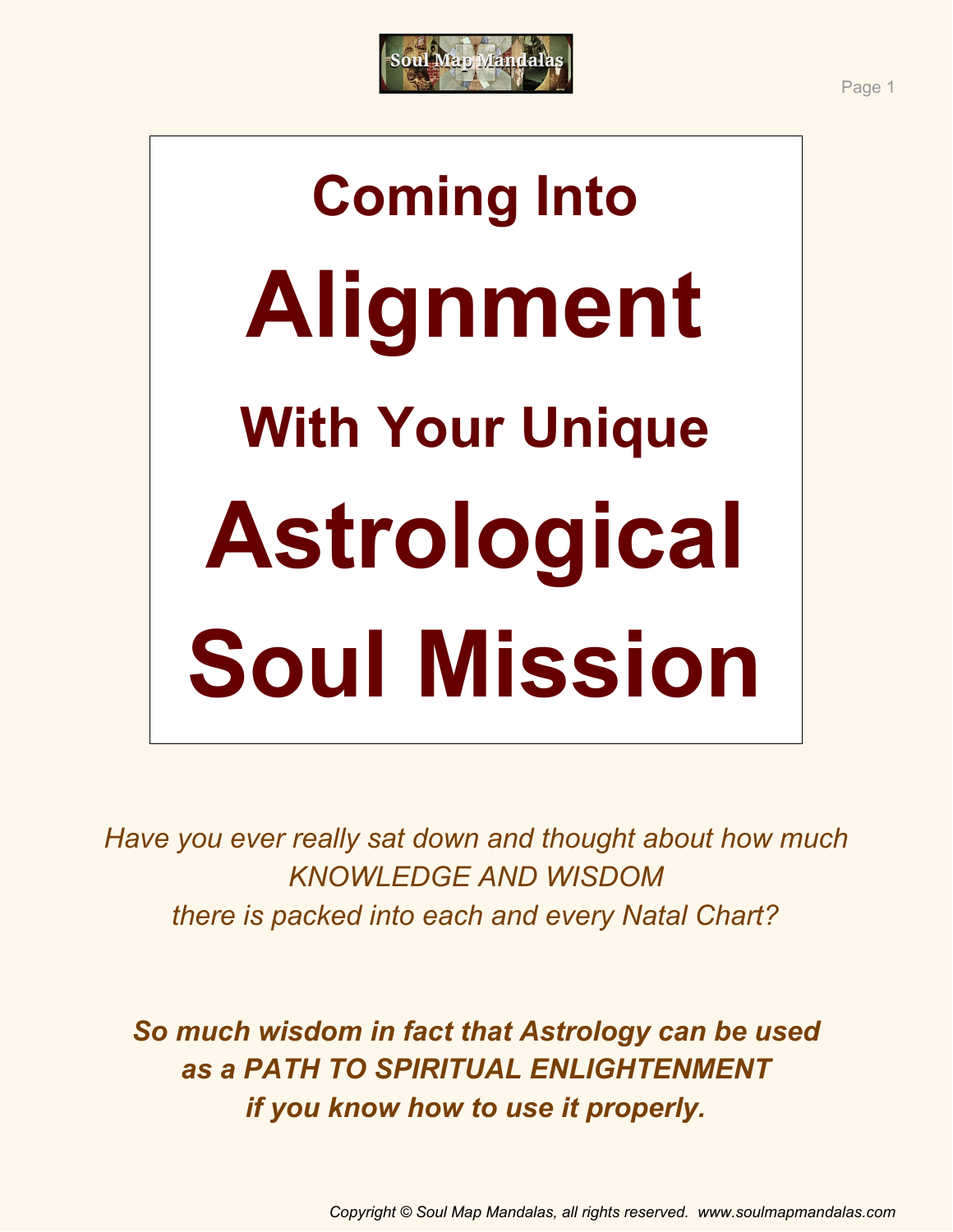# Coming Into Alignment With Your Unique Astrological Soul Mission

*Have you ever really sat down and thought about how much KNOWLEDGE AND WISDOM there is packed into each and every Natal Chart?*

***So much wisdom in fact that Astrology can be used as a PATH TO SPIRITUAL ENLIGHTENMENT if you know how to use it properly.***

*Copyright © Soul Map Mandalas, all rights reserved. www.soulmapmandalas.com*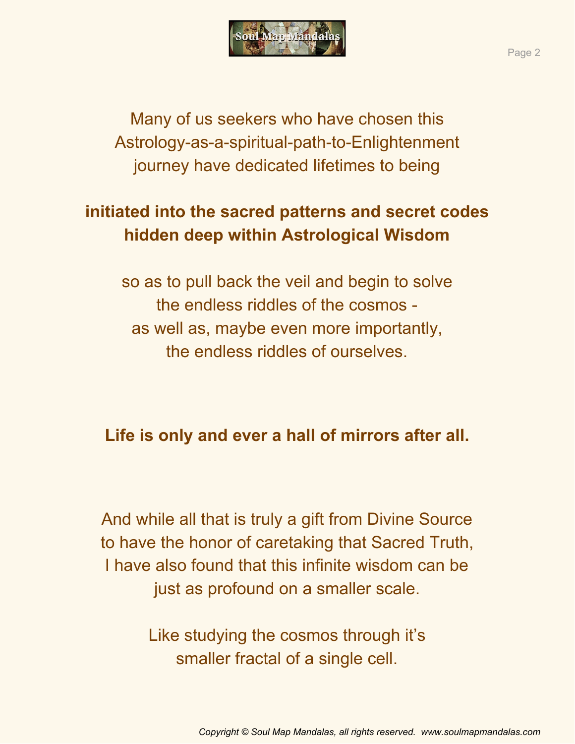Many of us seekers who have chosen this
Astrology-as-a-spiritual-path-to-Enlightenment
journey have dedicated lifetimes to being

**initiated into the sacred patterns and secret codes hidden deep within Astrological Wisdom**

so as to pull back the veil and begin to solve
the endless riddles of the cosmos -
as well as, maybe even more importantly,
the endless riddles of ourselves.

**Life is only and ever a hall of mirrors after all.**

And while all that is truly a gift from Divine Source
to have the honor of caretaking that Sacred Truth,
I have also found that this infinite wisdom can be
just as profound on a smaller scale.

Like studying the cosmos through it's
smaller fractal of a single cell.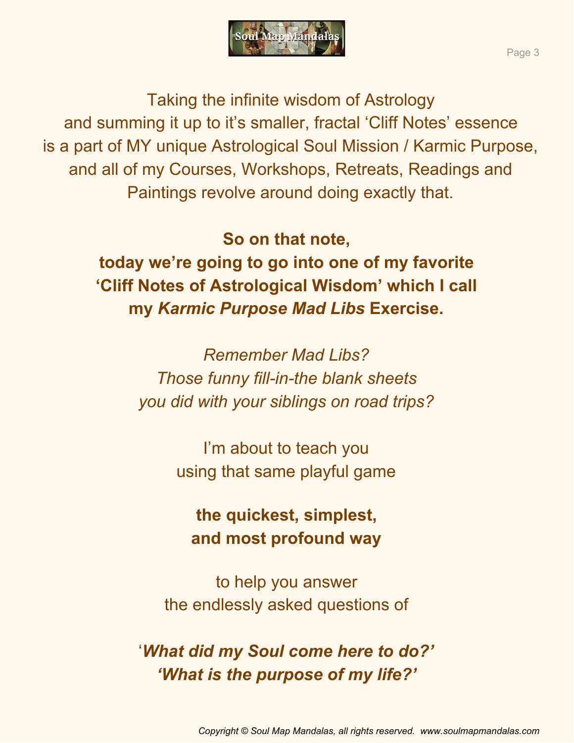Taking the infinite wisdom of Astrology
and summing it up to it's smaller, fractal 'Cliff Notes' essence
is a part of MY unique Astrological Soul Mission / Karmic Purpose,
and all of my Courses, Workshops, Retreats, Readings and
Paintings revolve around doing exactly that.

**So on that note,**
**today we're going to go into one of my favorite**
**'Cliff Notes of Astrological Wisdom' which I call**
**my *Karmic Purpose Mad Libs* Exercise.**

*Remember Mad Libs?*
*Those funny fill-in-the blank sheets*
*you did with your siblings on road trips?*

I'm about to teach you
using that same playful game

**the quickest, simplest,**
**and most profound way**

to help you answer
the endlessly asked questions of

'***What did my Soul come here to do?'***
***'What is the purpose of my life?'***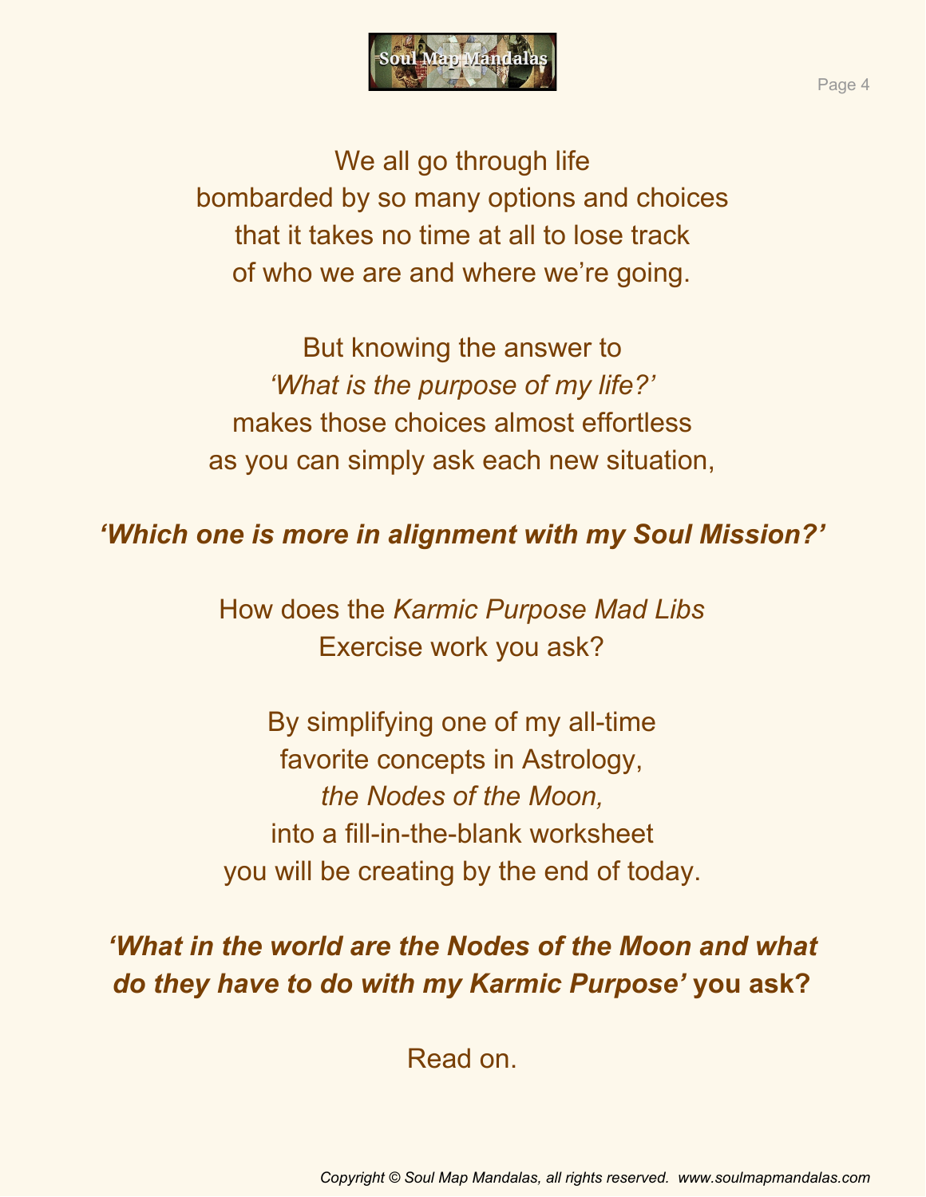We all go through life
bombarded by so many options and choices
that it takes no time at all to lose track
of who we are and where we're going.

But knowing the answer to
*'What is the purpose of my life?'*
makes those choices almost effortless
as you can simply ask each new situation,

***'Which one is more in alignment with my Soul Mission?'***

How does the *Karmic Purpose Mad Libs*
Exercise work you ask?

By simplifying one of my all-time
favorite concepts in Astrology,
*the Nodes of the Moon,*
into a fill-in-the-blank worksheet
you will be creating by the end of today.

***'What in the world are the Nodes of the Moon and what do they have to do with my Karmic Purpose'* you ask?**

Read on.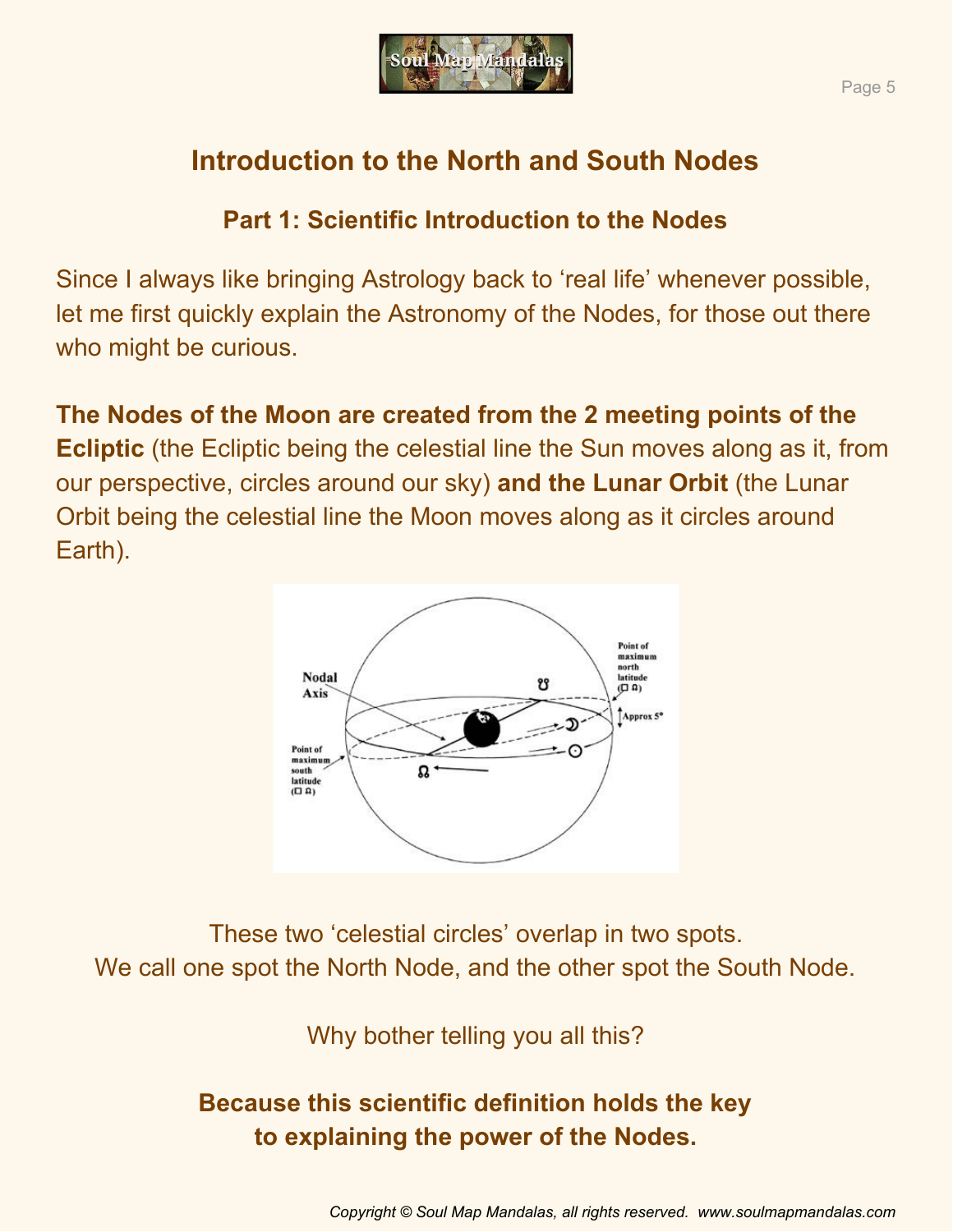# Introduction to the North and South Nodes

## Part 1: Scientific Introduction to the Nodes

Since I always like bringing Astrology back to 'real life' whenever possible, let me first quickly explain the Astronomy of the Nodes, for those out there who might be curious.

**The Nodes of the Moon are created from the 2 meeting points of the Ecliptic** (the Ecliptic being the celestial line the Sun moves along as it, from our perspective, circles around our sky) **and the Lunar Orbit** (the Lunar Orbit being the celestial line the Moon moves along as it circles around Earth).

These two 'celestial circles' overlap in two spots.
We call one spot the North Node, and the other spot the South Node.

Why bother telling you all this?

**Because this scientific definition holds the key to explaining the power of the Nodes.**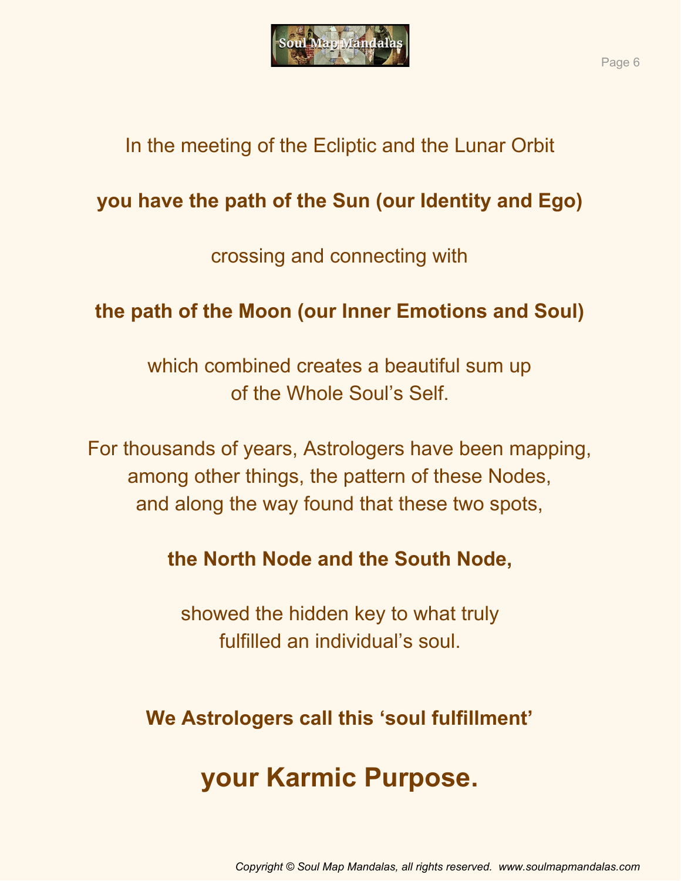In the meeting of the Ecliptic and the Lunar Orbit

**you have the path of the Sun (our Identity and Ego)**

crossing and connecting with

**the path of the Moon (our Inner Emotions and Soul)**

which combined creates a beautiful sum up
of the Whole Soul's Self.

For thousands of years, Astrologers have been mapping,
among other things, the pattern of these Nodes,
and along the way found that these two spots,

**the North Node and the South Node,**

showed the hidden key to what truly
fulfilled an individual's soul.

**We Astrologers call this 'soul fulfillment'**

## your Karmic Purpose.

*Copyright © Soul Map Mandalas, all rights reserved. www.soulmapmandalas.com*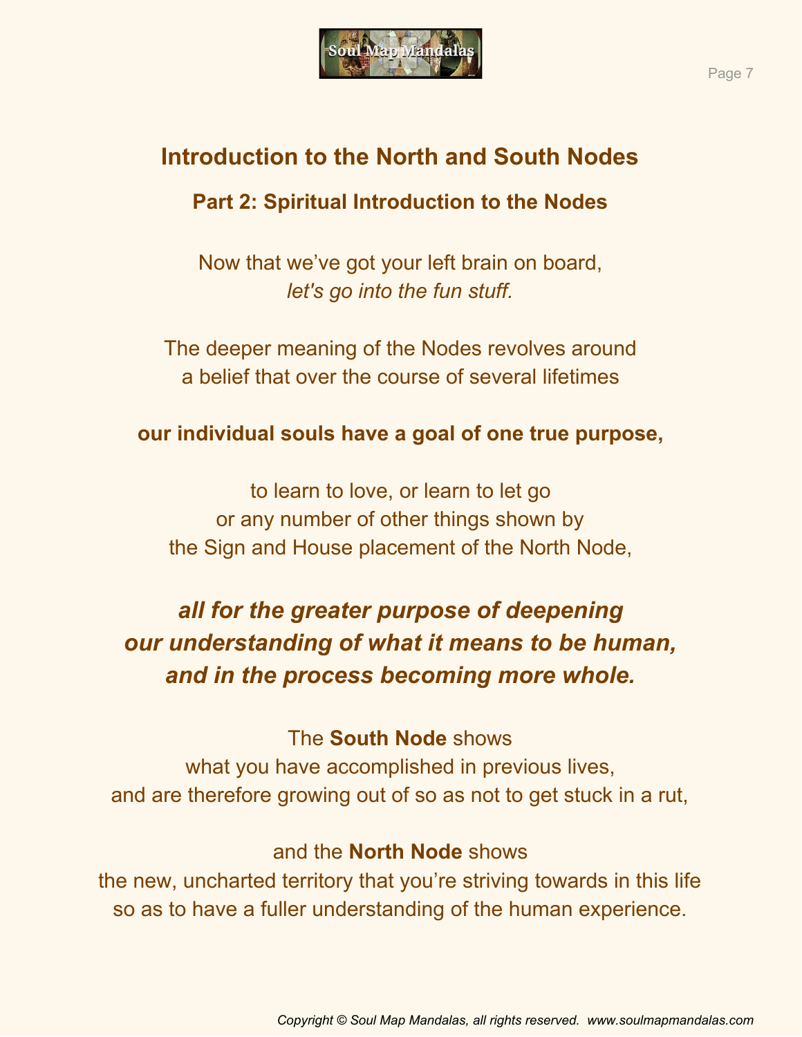## Introduction to the North and South Nodes

### Part 2: Spiritual Introduction to the Nodes

Now that we've got your left brain on board,
*let's go into the fun stuff.*

The deeper meaning of the Nodes revolves around
a belief that over the course of several lifetimes

**our individual souls have a goal of one true purpose,**

to learn to love, or learn to let go
or any number of other things shown by
the Sign and House placement of the North Node,

***all for the greater purpose of deepening our understanding of what it means to be human, and in the process becoming more whole.***

The **South Node** shows
what you have accomplished in previous lives,
and are therefore growing out of so as not to get stuck in a rut,

and the **North Node** shows
the new, uncharted territory that you're striving towards in this life
so as to have a fuller understanding of the human experience.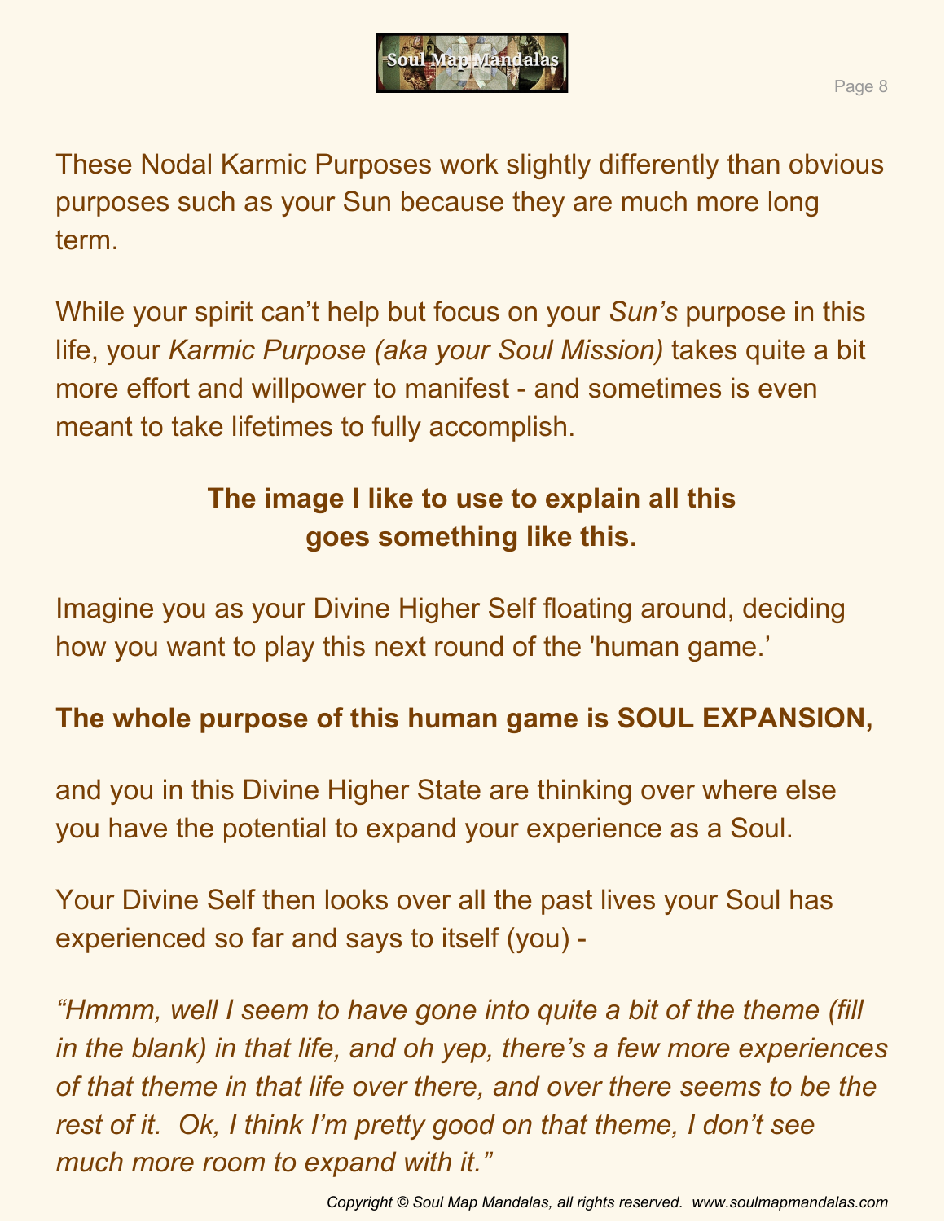These Nodal Karmic Purposes work slightly differently than obvious purposes such as your Sun because they are much more long term.

While your spirit can't help but focus on your *Sun's* purpose in this life, your *Karmic Purpose (aka your Soul Mission)* takes quite a bit more effort and willpower to manifest - and sometimes is even meant to take lifetimes to fully accomplish.

**The image I like to use to explain all this goes something like this.**

Imagine you as your Divine Higher Self floating around, deciding how you want to play this next round of the 'human game.'

**The whole purpose of this human game is SOUL EXPANSION,**

and you in this Divine Higher State are thinking over where else you have the potential to expand your experience as a Soul.

Your Divine Self then looks over all the past lives your Soul has experienced so far and says to itself (you) -

*"Hmmm, well I seem to have gone into quite a bit of the theme (fill in the blank) in that life, and oh yep, there's a few more experiences of that theme in that life over there, and over there seems to be the rest of it. Ok, I think I'm pretty good on that theme, I don't see much more room to expand with it."*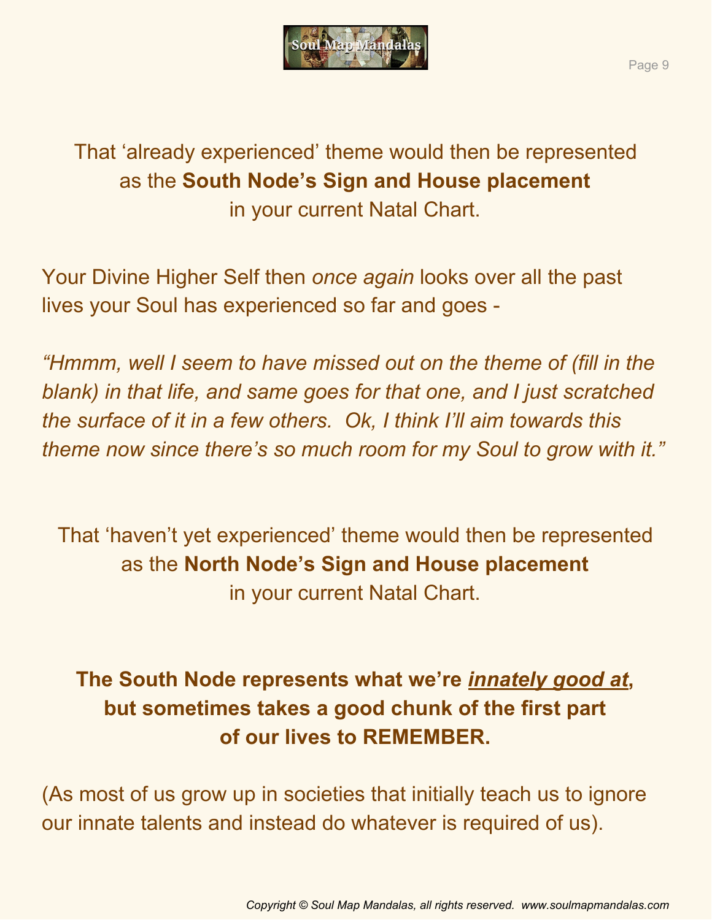That 'already experienced' theme would then be represented as the **South Node's Sign and House placement** in your current Natal Chart.

Your Divine Higher Self then *once again* looks over all the past lives your Soul has experienced so far and goes -

*"Hmmm, well I seem to have missed out on the theme of (fill in the blank) in that life, and same goes for that one, and I just scratched the surface of it in a few others. Ok, I think I'll aim towards this theme now since there's so much room for my Soul to grow with it."*

That 'haven't yet experienced' theme would then be represented as the **North Node's Sign and House placement** in your current Natal Chart.

**The South Node represents what we're <u>*innately good at*</u>, but sometimes takes a good chunk of the first part of our lives to REMEMBER.**

(As most of us grow up in societies that initially teach us to ignore our innate talents and instead do whatever is required of us).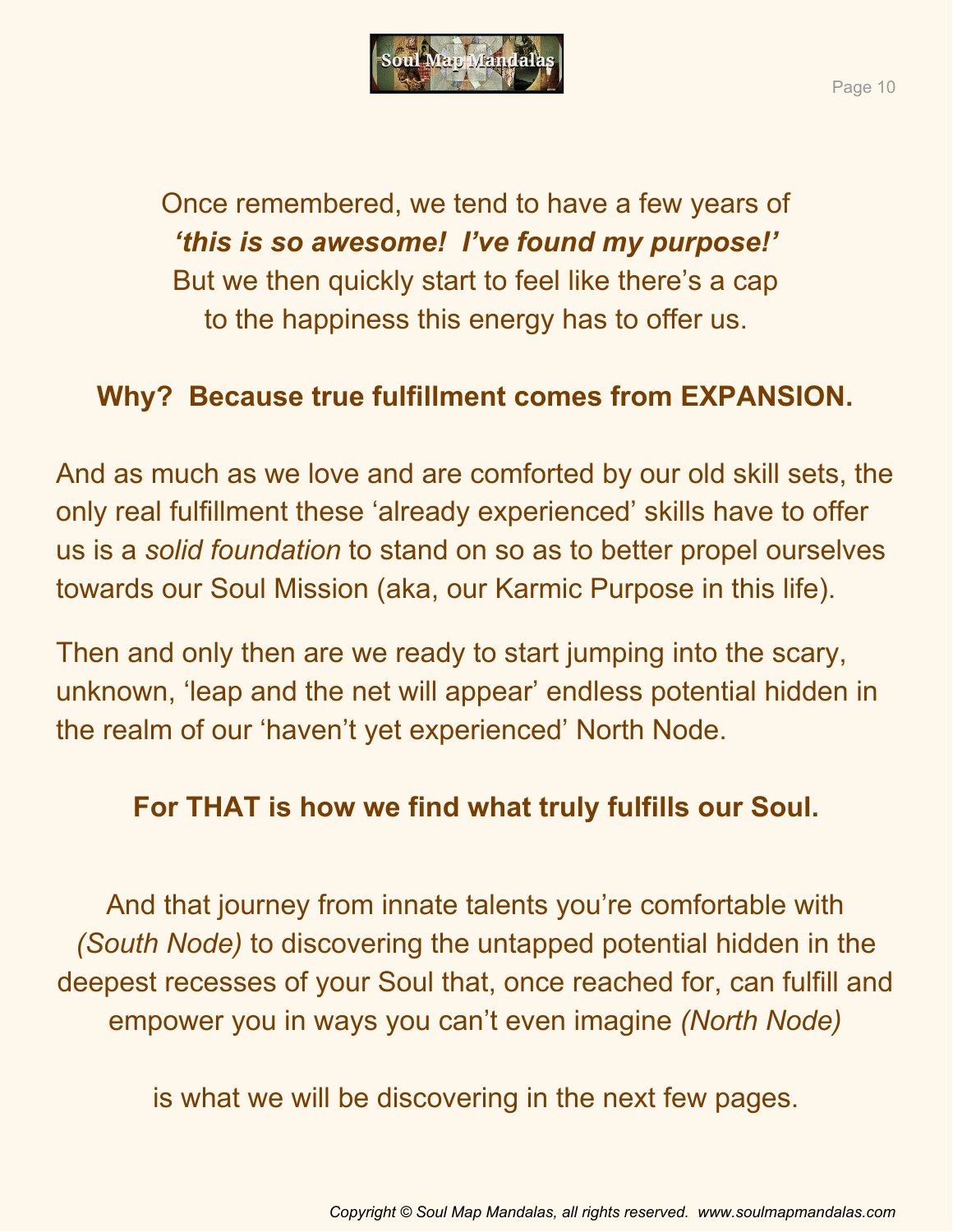Once remembered, we tend to have a few years of
***'this is so awesome! I've found my purpose!'***
But we then quickly start to feel like there's a cap
to the happiness this energy has to offer us.

**Why? Because true fulfillment comes from EXPANSION.**

And as much as we love and are comforted by our old skill sets, the only real fulfillment these 'already experienced' skills have to offer us is a *solid foundation* to stand on so as to better propel ourselves towards our Soul Mission (aka, our Karmic Purpose in this life).

Then and only then are we ready to start jumping into the scary, unknown, 'leap and the net will appear' endless potential hidden in the realm of our 'haven't yet experienced' North Node.

**For THAT is how we find what truly fulfills our Soul.**

And that journey from innate talents you're comfortable with *(South Node)* to discovering the untapped potential hidden in the deepest recesses of your Soul that, once reached for, can fulfill and empower you in ways you can't even imagine *(North Node)*

is what we will be discovering in the next few pages.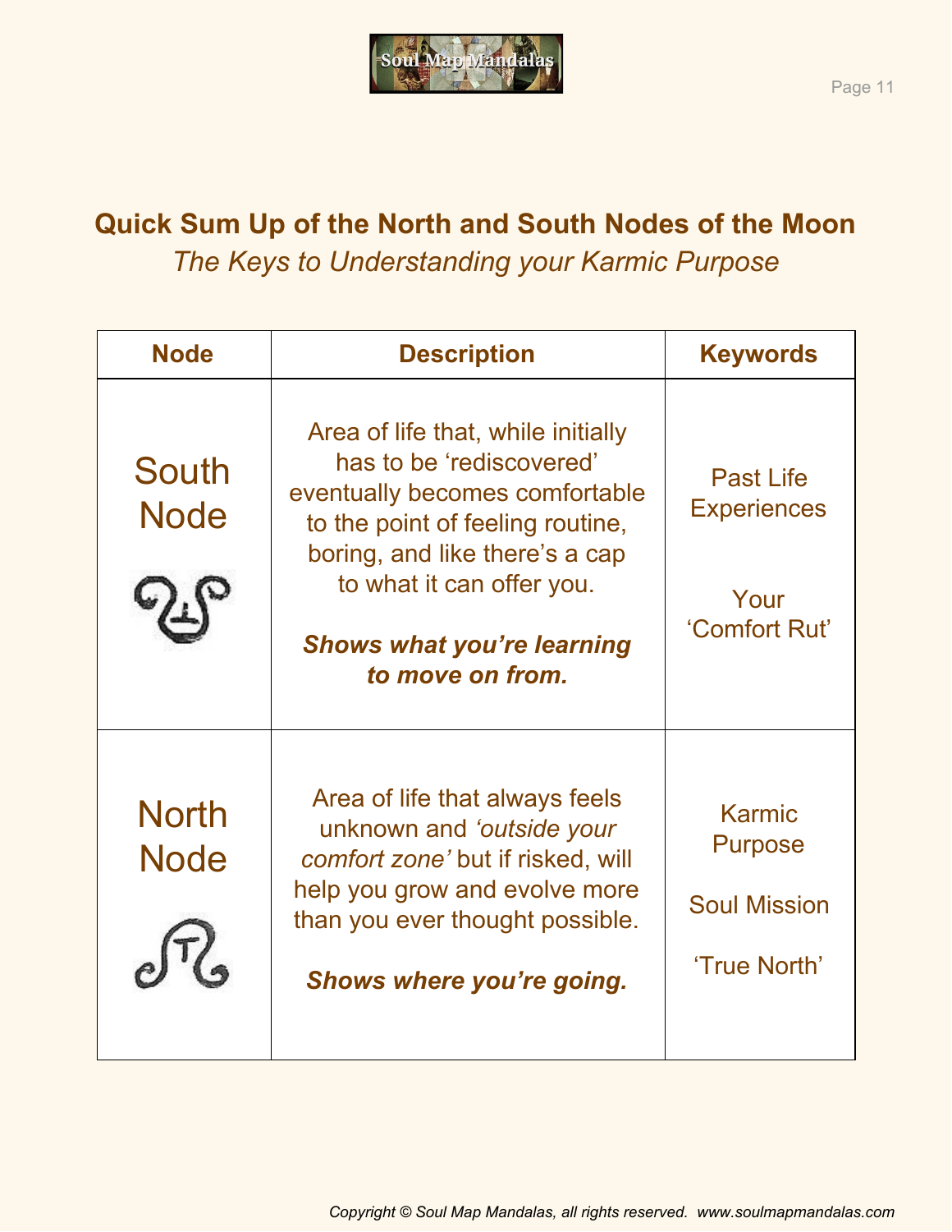## Quick Sum Up of the North and South Nodes of the Moon

*The Keys to Understanding your Karmic Purpose*

| Node | Description | Keywords |
|---|---|---|
| South Node ☋ | Area of life that, while initially has to be 'rediscovered' eventually becomes comfortable to the point of feeling routine, boring, and like there's a cap to what it can offer you. ***Shows what you're learning to move on from.*** | Past Life Experiences<br><br>Your 'Comfort Rut' |
| North Node ☊ | Area of life that always feels unknown and *'outside your comfort zone'* but if risked, will help you grow and evolve more than you ever thought possible. ***Shows where you're going.*** | Karmic Purpose<br><br>Soul Mission<br><br>'True North' |

*Copyright © Soul Map Mandalas, all rights reserved. www.soulmapmandalas.com*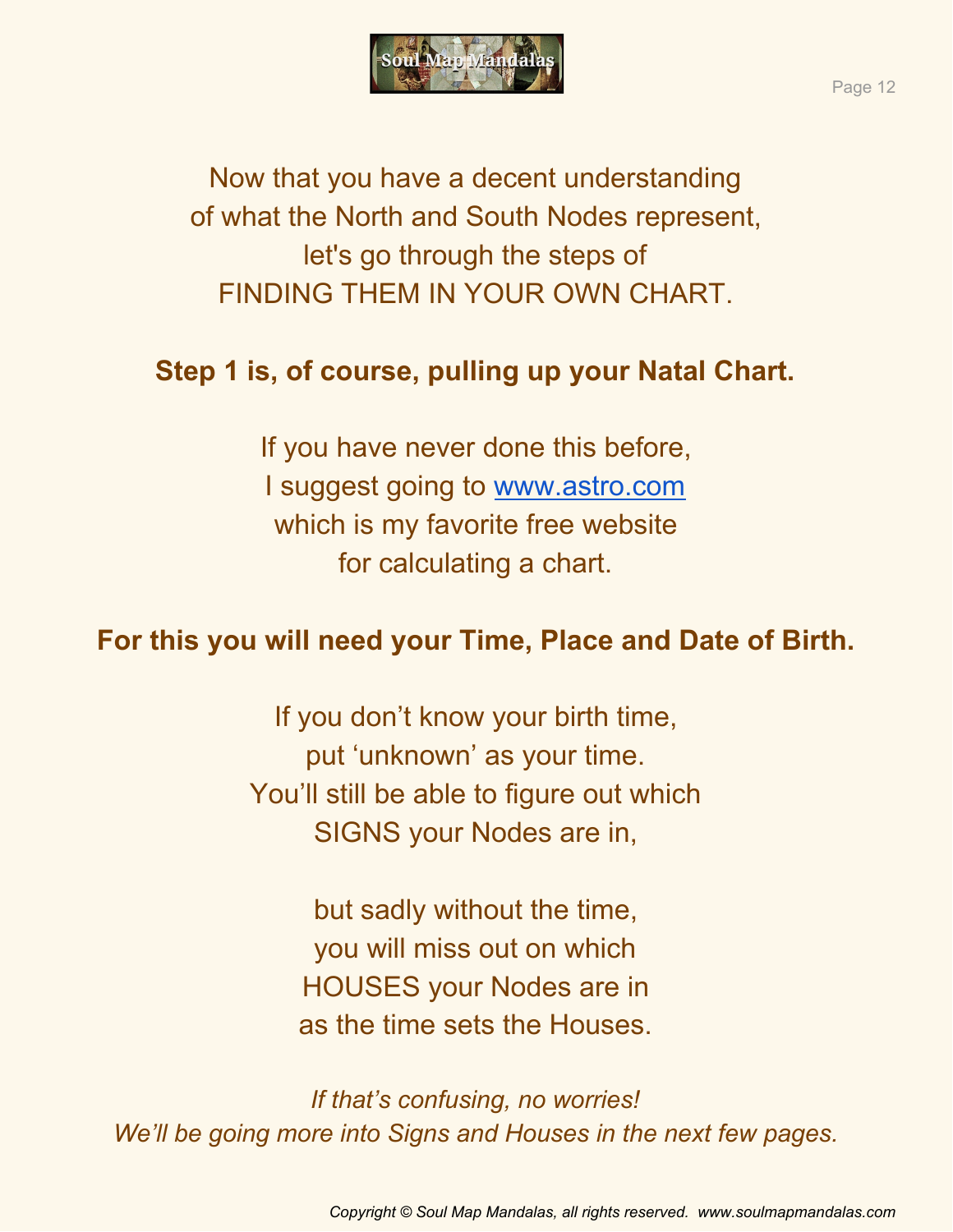Now that you have a decent understanding of what the North and South Nodes represent, let's go through the steps of FINDING THEM IN YOUR OWN CHART.

**Step 1 is, of course, pulling up your Natal Chart.**

If you have never done this before, I suggest going to [www.astro.com](http://www.astro.com) which is my favorite free website for calculating a chart.

**For this you will need your Time, Place and Date of Birth.**

If you don't know your birth time, put 'unknown' as your time. You'll still be able to figure out which SIGNS your Nodes are in,

but sadly without the time, you will miss out on which HOUSES your Nodes are in as the time sets the Houses.

*If that's confusing, no worries! We'll be going more into Signs and Houses in the next few pages.*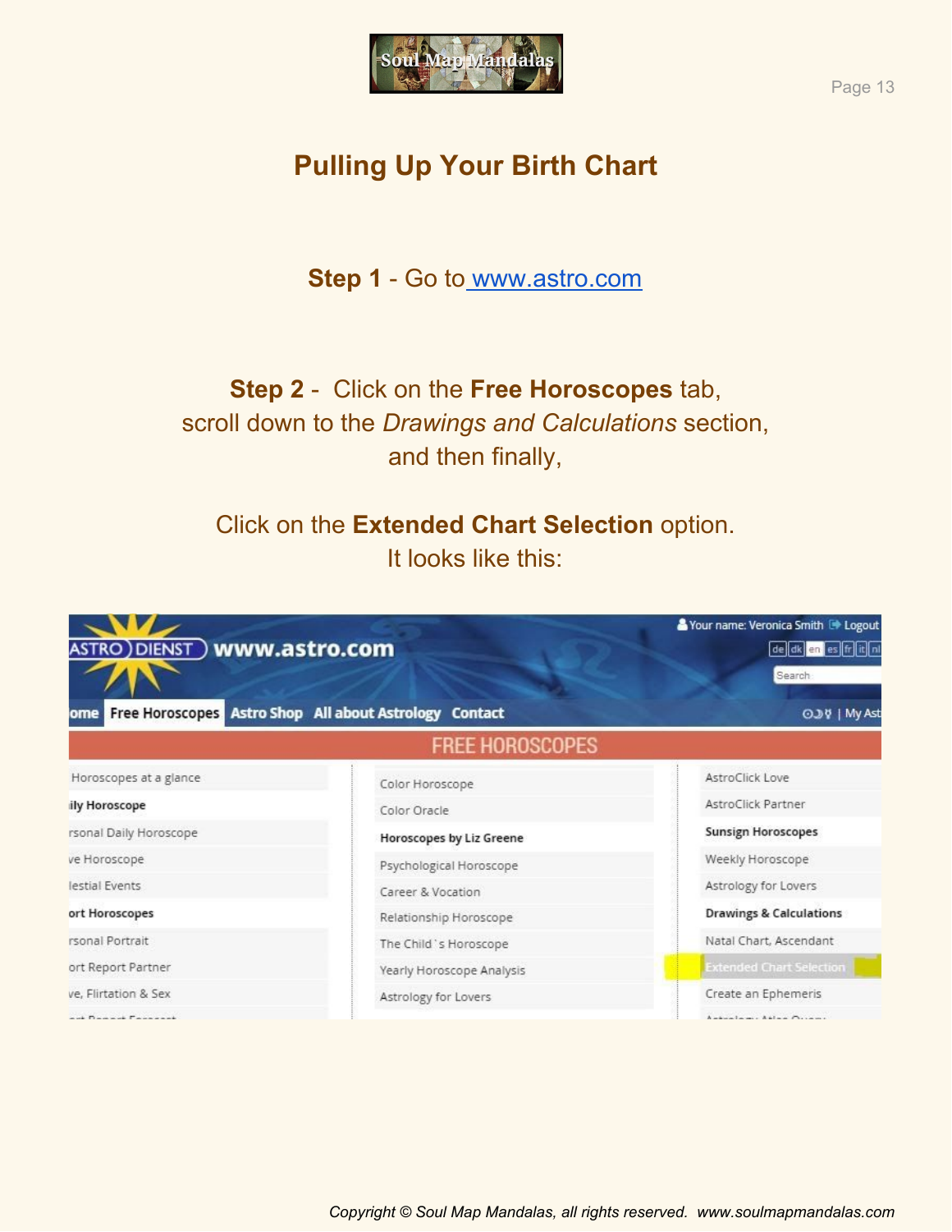## Pulling Up Your Birth Chart

**Step 1** - Go to [www.astro.com](http://www.astro.com)

**Step 2** - Click on the **Free Horoscopes** tab, scroll down to the *Drawings and Calculations* section, and then finally,

Click on the **Extended Chart Selection** option. It looks like this: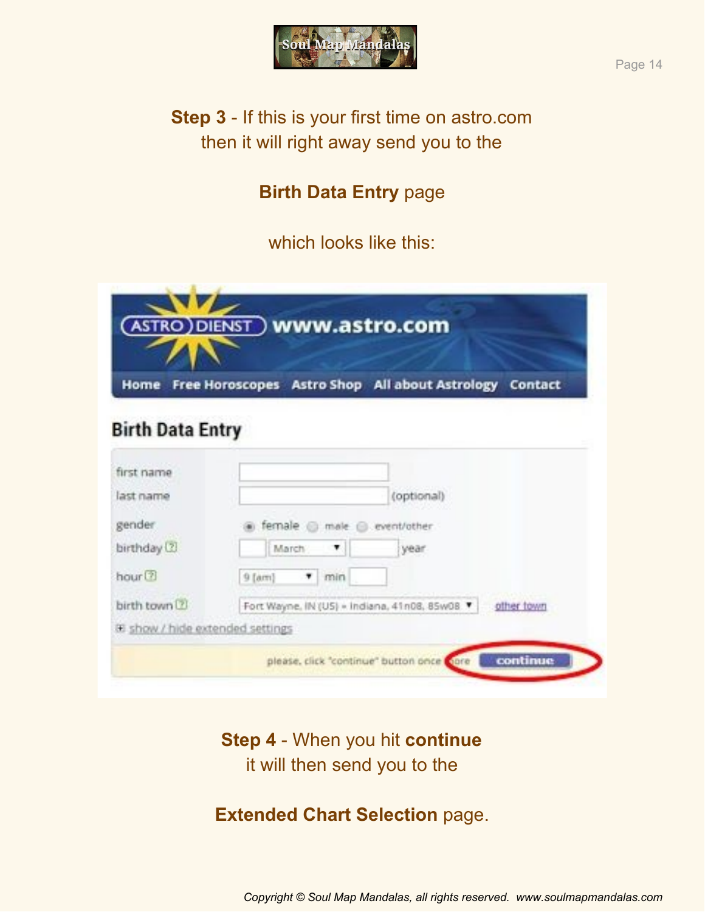**Step 3** - If this is your first time on astro.com then it will right away send you to the

**Birth Data Entry** page

which looks like this:

**Step 4** - When you hit **continue** it will then send you to the

**Extended Chart Selection** page.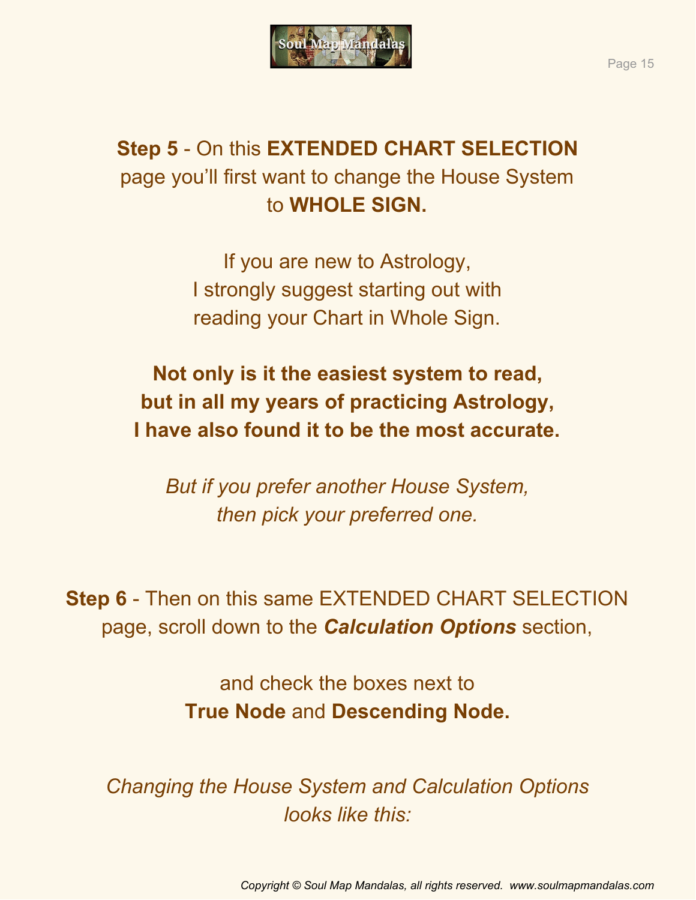**Step 5** - On this **EXTENDED CHART SELECTION** page you'll first want to change the House System to **WHOLE SIGN.**

If you are new to Astrology, I strongly suggest starting out with reading your Chart in Whole Sign.

**Not only is it the easiest system to read, but in all my years of practicing Astrology, I have also found it to be the most accurate.**

*But if you prefer another House System, then pick your preferred one.*

**Step 6** - Then on this same EXTENDED CHART SELECTION page, scroll down to the ***Calculation Options*** section,

and check the boxes next to **True Node** and **Descending Node.**

*Changing the House System and Calculation Options looks like this:*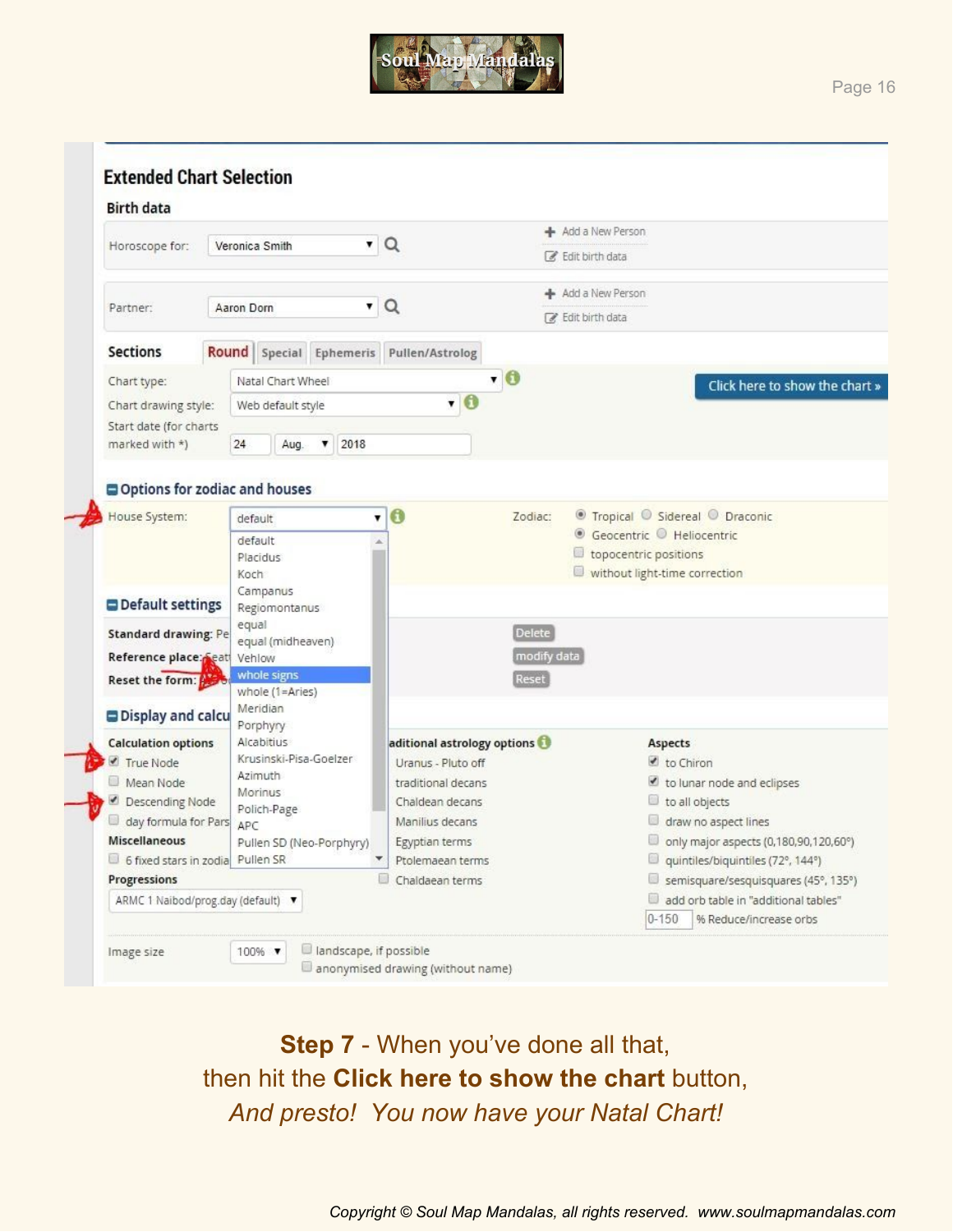## Extended Chart Selection

**Birth data**

Horoscope for: Veronica Smith — Add a New Person / Edit birth data

Partner: Aaron Dorn — Add a New Person / Edit birth data

**Sections**: Round | Special | Ephemeris | Pullen/Astrolog

Chart type: Natal Chart Wheel

Chart drawing style: Web default style

Start date (for charts marked with *): 24 Aug. 2018

Click here to show the chart »

**Options for zodiac and houses**

House System: default

- default
- Placidus
- Koch
- Campanus
- Regiomontanus
- equal
- equal (midheaven)
- Vehlow
- whole signs
- whole (1=Aries)
- Meridian
- Porphyry
- Alcabitius
- Krusinski-Pisa-Goelzer
- Azimuth
- Morinus
- Polich-Page
- APC
- Pullen SD (Neo-Porphyry)
- Pullen SR

Zodiac: Tropical / Sidereal / Draconic; Geocentric / Heliocentric; topocentric positions; without light-time correction

**Default settings**

Standard drawing: Pe… — Delete

Reference place: Seat… — modify data

Reset the form: … — Reset

**Display and calcu…**

Calculation options
- True Node
- Mean Node
- Descending Node
- day formula for Pars

Miscellaneous
- 6 fixed stars in zodia…

Progressions: ARMC 1 Naibod/prog.day (default)

…aditional astrology options
- Uranus - Pluto off
- traditional decans
- Chaldean decans
- Manilius decans
- Egyptian terms
- Ptolemaean terms
- Chaldaean terms

Aspects
- to Chiron
- to lunar node and eclipses
- to all objects
- draw no aspect lines
- only major aspects (0,180,90,120,60°)
- quintiles/biquintiles (72°, 144°)
- semisquare/sesquisquares (45°, 135°)
- add orb table in "additional tables"
- 0-150 % Reduce/increase orbs

Image size: 100% — landscape, if possible; anonymised drawing (without name)

**Step 7** - When you've done all that,
then hit the **Click here to show the chart** button,
*And presto! You now have your Natal Chart!*

*Copyright © Soul Map Mandalas, all rights reserved. www.soulmapmandalas.com*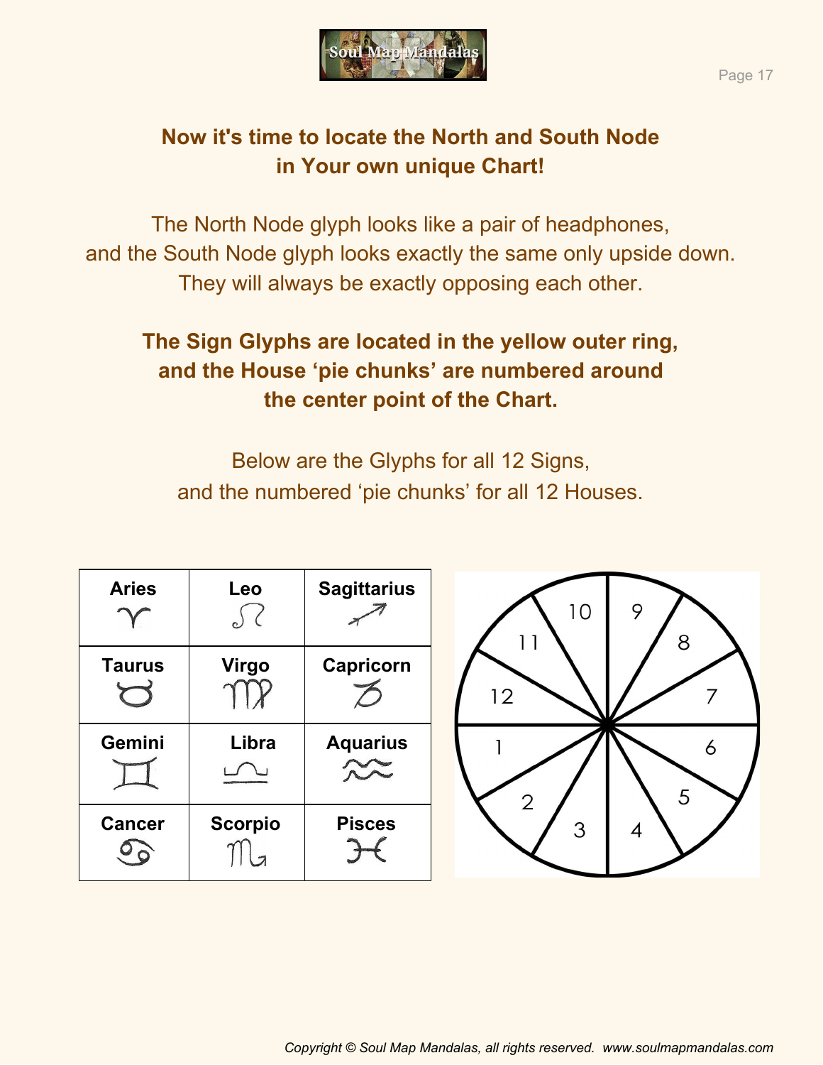**Now it's time to locate the North and South Node in Your own unique Chart!**

The North Node glyph looks like a pair of headphones, and the South Node glyph looks exactly the same only upside down. They will always be exactly opposing each other.

**The Sign Glyphs are located in the yellow outer ring, and the House 'pie chunks' are numbered around the center point of the Chart.**

Below are the Glyphs for all 12 Signs, and the numbered 'pie chunks' for all 12 Houses.

| | | |
|---|---|---|
| **Aries** ♈ | **Leo** ♌ | **Sagittarius** ♐ |
| **Taurus** ♉ | **Virgo** ♍ | **Capricorn** ♑ |
| **Gemini** ♊ | **Libra** ♎ | **Aquarius** ♒ |
| **Cancer** ♋ | **Scorpio** ♏ | **Pisces** ♓ |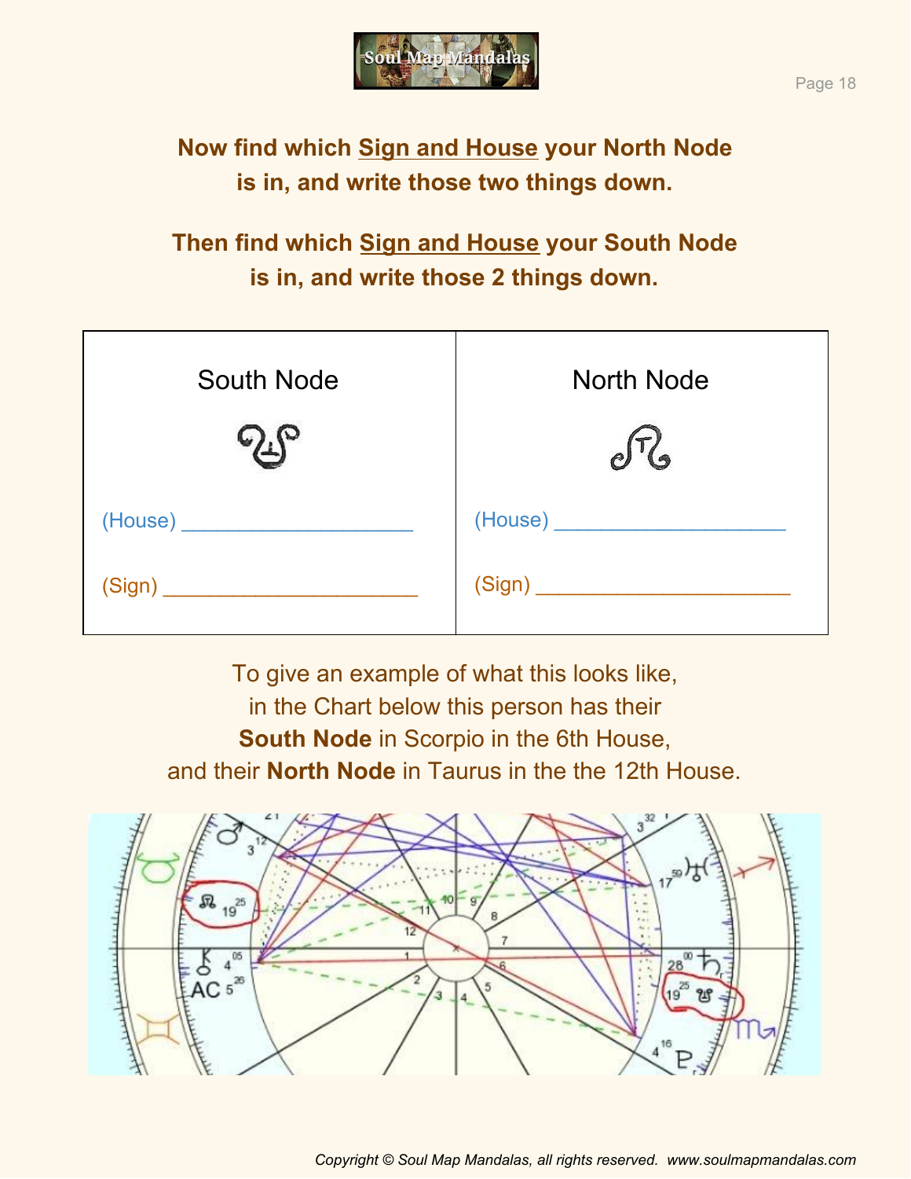**Now find which Sign and House your North Node is in, and write those two things down.**

**Then find which Sign and House your South Node is in, and write those 2 things down.**

| South Node ☋ | North Node ☊ |
|---|---|
| (House) ____________________ | (House) ____________________ |
| (Sign) ______________________ | (Sign) ______________________ |

To give an example of what this looks like, in the Chart below this person has their **South Node** in Scorpio in the 6th House, and their **North Node** in Taurus in the the 12th House.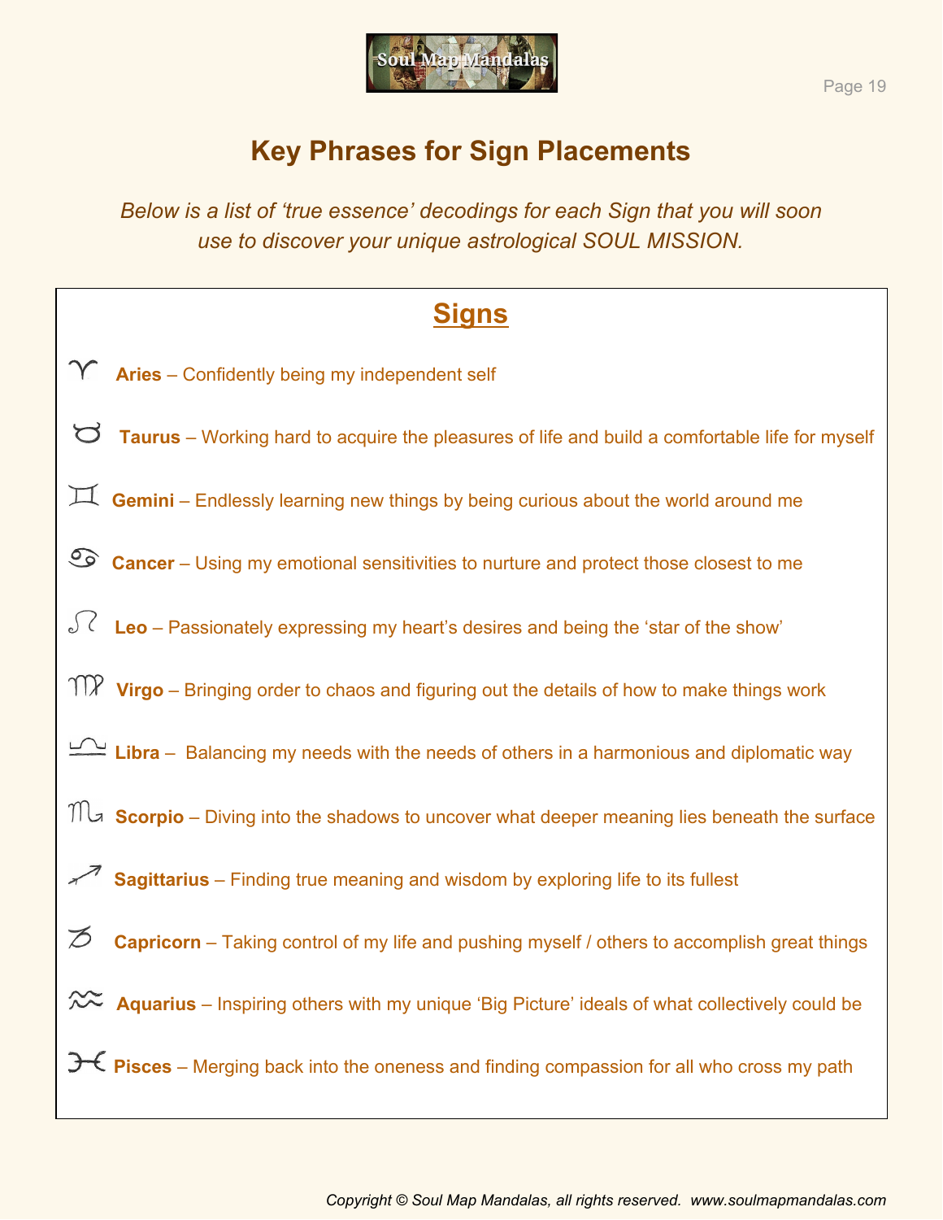# Key Phrases for Sign Placements

*Below is a list of 'true essence' decodings for each Sign that you will soon use to discover your unique astrological SOUL MISSION.*

## Signs

♈ **Aries** – Confidently being my independent self

♉ **Taurus** – Working hard to acquire the pleasures of life and build a comfortable life for myself

♊ **Gemini** – Endlessly learning new things by being curious about the world around me

♋ **Cancer** – Using my emotional sensitivities to nurture and protect those closest to me

♌ **Leo** – Passionately expressing my heart's desires and being the 'star of the show'

♍ **Virgo** – Bringing order to chaos and figuring out the details of how to make things work

♎ **Libra** – Balancing my needs with the needs of others in a harmonious and diplomatic way

♏ **Scorpio** – Diving into the shadows to uncover what deeper meaning lies beneath the surface

♐ **Sagittarius** – Finding true meaning and wisdom by exploring life to its fullest

♑ **Capricorn** – Taking control of my life and pushing myself / others to accomplish great things

♒ **Aquarius** – Inspiring others with my unique 'Big Picture' ideals of what collectively could be

♓ **Pisces** – Merging back into the oneness and finding compassion for all who cross my path

*Copyright © Soul Map Mandalas, all rights reserved. www.soulmapmandalas.com*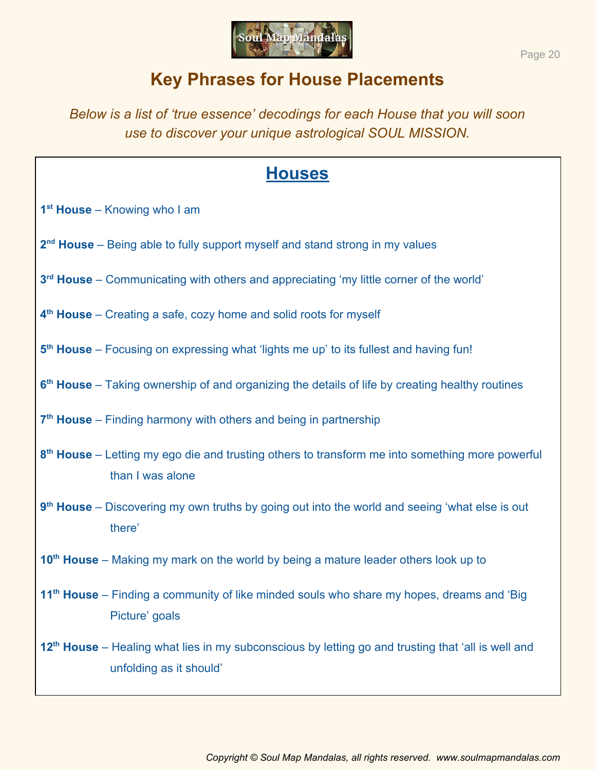# Key Phrases for House Placements

*Below is a list of 'true essence' decodings for each House that you will soon use to discover your unique astrological SOUL MISSION.*

## Houses

**1st House** – Knowing who I am

**2nd House** – Being able to fully support myself and stand strong in my values

**3rd House** – Communicating with others and appreciating 'my little corner of the world'

**4th House** – Creating a safe, cozy home and solid roots for myself

**5th House** – Focusing on expressing what 'lights me up' to its fullest and having fun!

**6th House** – Taking ownership of and organizing the details of life by creating healthy routines

**7th House** – Finding harmony with others and being in partnership

**8th House** – Letting my ego die and trusting others to transform me into something more powerful than I was alone

**9th House** – Discovering my own truths by going out into the world and seeing 'what else is out there'

**10th House** – Making my mark on the world by being a mature leader others look up to

**11th House** – Finding a community of like minded souls who share my hopes, dreams and 'Big Picture' goals

**12th House** – Healing what lies in my subconscious by letting go and trusting that 'all is well and unfolding as it should'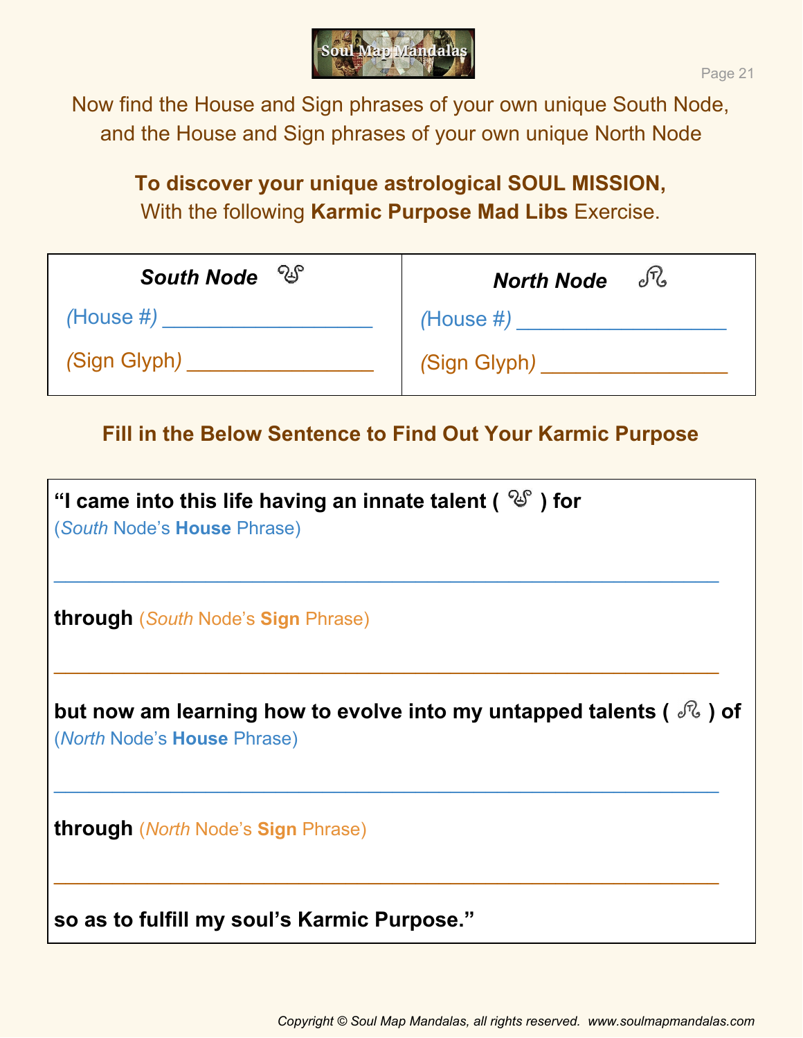Now find the House and Sign phrases of your own unique South Node, and the House and Sign phrases of your own unique North Node

**To discover your unique astrological SOUL MISSION,**
With the following **Karmic Purpose Mad Libs** Exercise.

| ***South Node*** ☋ | ***North Node*** ☊ |
| --- | --- |
| *(*House #*)* ___________________ | *(*House #*)* ___________________ |
| *(*Sign Glyph*)* _________________ | *(*Sign Glyph*)* _________________ |

### Fill in the Below Sentence to Find Out Your Karmic Purpose

**"I came into this life having an innate talent ( ☋ ) for**
(*South* Node's **House** Phrase)

____________________________________________________________

**through** (*South* Node's **Sign** Phrase)

____________________________________________________________

**but now am learning how to evolve into my untapped talents ( ☊ ) of**
(*North* Node's **House** Phrase)

____________________________________________________________

**through** (*North* Node's **Sign** Phrase)

____________________________________________________________

**so as to fulfill my soul's Karmic Purpose."**

*Copyright © Soul Map Mandalas, all rights reserved. www.soulmapmandalas.com*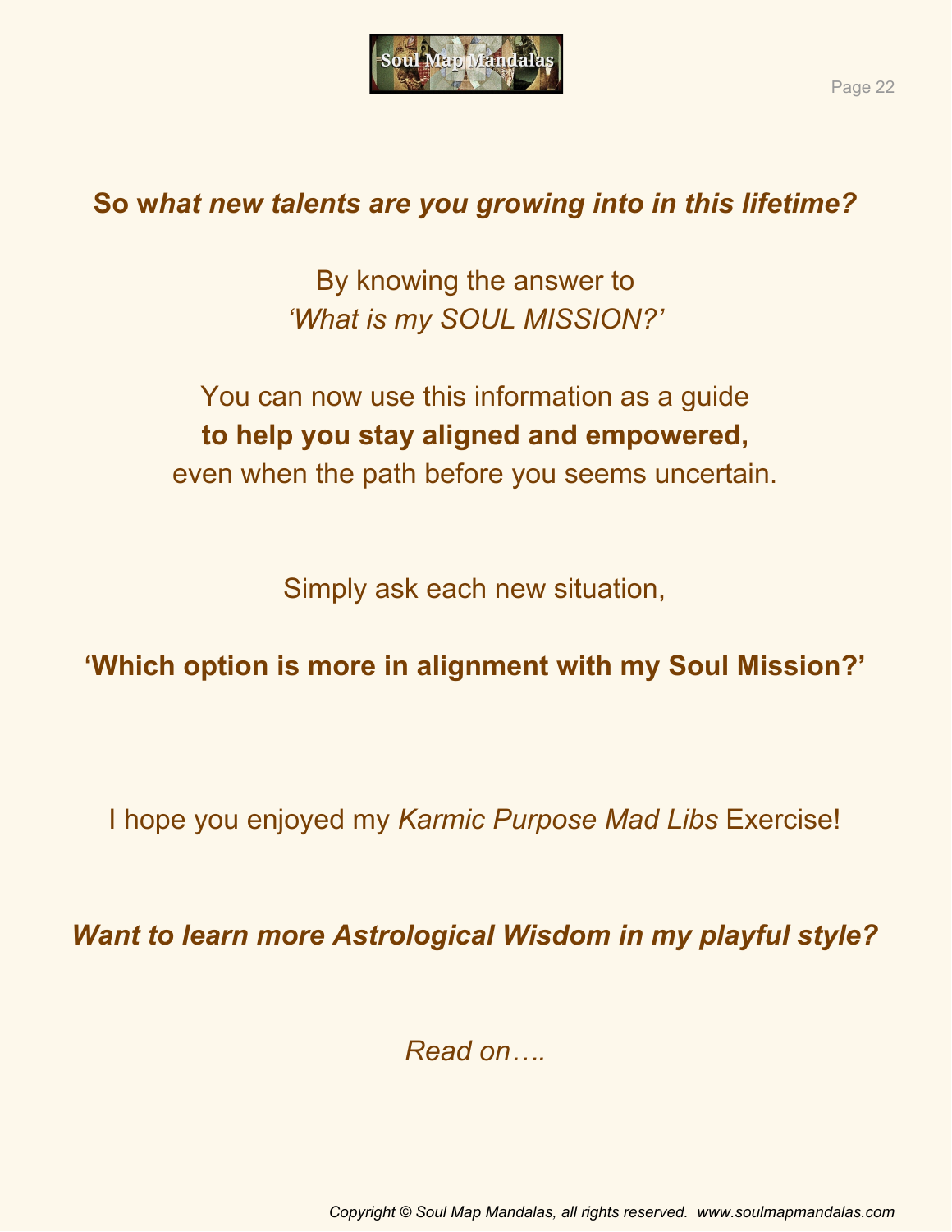## ***So what new talents are you growing into in this lifetime?***

By knowing the answer to
*'What is my SOUL MISSION?'*

You can now use this information as a guide
**to help you stay aligned and empowered,**
even when the path before you seems uncertain.

Simply ask each new situation,

**'Which option is more in alignment with my Soul Mission?'**

I hope you enjoyed my *Karmic Purpose Mad Libs* Exercise!

***Want to learn more Astrological Wisdom in my playful style?***

*Read on….*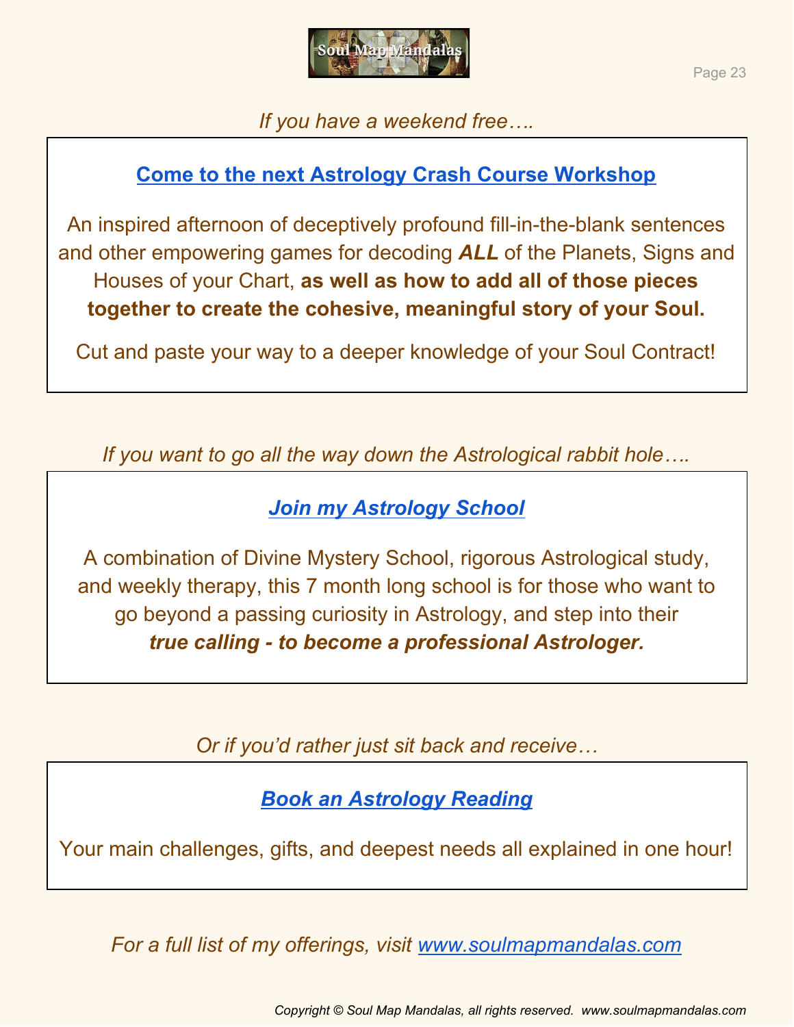*If you have a weekend free….*

## Come to the next Astrology Crash Course Workshop

An inspired afternoon of deceptively profound fill-in-the-blank sentences and other empowering games for decoding ***ALL*** of the Planets, Signs and Houses of your Chart, **as well as how to add all of those pieces together to create the cohesive, meaningful story of your Soul.**

Cut and paste your way to a deeper knowledge of your Soul Contract!

*If you want to go all the way down the Astrological rabbit hole….*

## *Join my Astrology School*

A combination of Divine Mystery School, rigorous Astrological study, and weekly therapy, this 7 month long school is for those who want to go beyond a passing curiosity in Astrology, and step into their ***true calling - to become a professional Astrologer.***

*Or if you'd rather just sit back and receive…*

## *Book an Astrology Reading*

Your main challenges, gifts, and deepest needs all explained in one hour!

*For a full list of my offerings, visit www.soulmapmandalas.com*